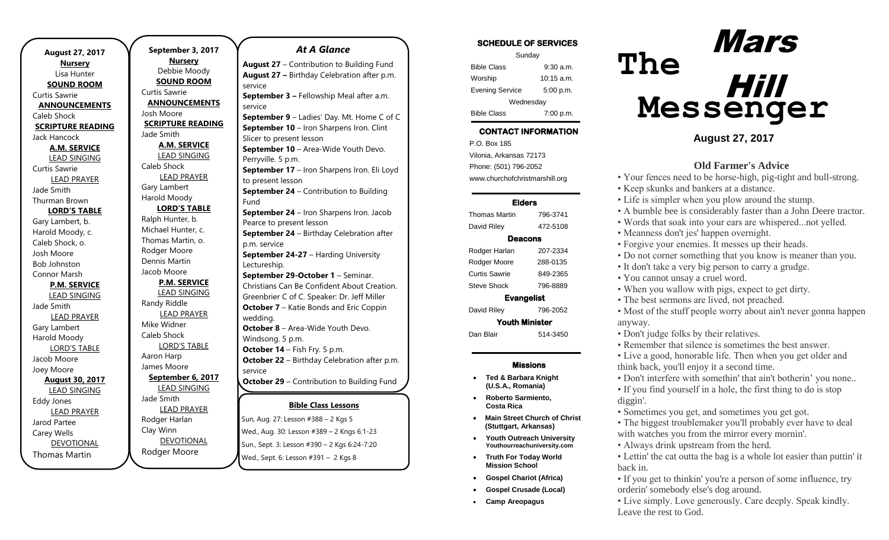**August 27, 2017**

**Nursery**

Lisa Hunter

**SOUND ROOM**

Curtis Sawrie

**ANNOUNCEMENTS**

Caleb Shock

**SCRIPTURE READING**

Jack Hancock

**A.M. SERVICE**

LEAD SINGING

Curtis Sawrie

LEAD PRAYER

Jade Smith

Thurman Brown

**LORD'S TABLE**

Gary Lambert, b.

Harold Moody, c.

Caleb Shock, o.

Josh Moore

Bob Johnston

Connor Marsh

**P.M. SERVICE**

LEAD SINGING

Jade Smith

LEAD PRAYER

Gary Lambert

Harold Moody

LORD'S TABLE

Jacob Moore

Joey Moore

**August 30, 2017**

LEAD SINGING

Eddy Jones

LEAD PRAYER

Jarod Partee

Carey Wells

DEVOTIONAL

Thomas Martin

**September 3, 2017**

**Nursery**

Debbie Moody

**SOUND ROOM**

Curtis Sawrie

**ANNOUNCEMENTS**

Josh Moore

**SCRIPTURE READING**

Jade Smith

**A.M. SERVICE**

LEAD SINGING

Caleb Shock

LEAD PRAYER

Gary Lambert

Harold Moody

**LORD'S TABLE**

Ralph Hunter, b.

Michael Hunter, c.

Thomas Martin, o.

Rodger Moore

Dennis Martin

Jacob Moore

**P.M. SERVICE**

LEAD SINGING

Randy Riddle

LEAD PRAYER

Mike Widner

Caleb Shock

LORD'S TABLE

Aaron Harp

James Moore

**September 6, 2017**

LEAD SINGING

Jade Smith

LEAD PRAYER

Rodger Harlan

Clay Winn

DEVOTIONAL

Rodger Moore

## *At A Glance*

**August 27** – Contribution to Building Fund

**August 27 –** Birthday Celebration after p.m. service

**September 3 –** Fellowship Meal after a.m. service

**September 9** – Ladies' Day. Mt. Home C of C

**September 10** – Iron Sharpens Iron. Clint Slicer to present lesson

**September 10** – Area-Wide Youth Devo. Perryville. 5 p.m.

**September 17** – Iron Sharpens Iron. Eli Loyd to present lesson

**September 24** – Contribution to Building Fund

**September 24** – Iron Sharpens Iron. Jacob Pearce to present lesson

**September 24** – Birthday Celebration after p.m. service

**September 24-27** – Harding University Lectureship.

**September 29-October 1** – Seminar. Christians Can Be Confident About Creation. Greenbrier C of C. Speaker: Dr. Jeff Miller

**October 7** – Katie Bonds and Eric Coppin wedding.

**October 8** – Area-Wide Youth Devo. Windsong. 5 p.m.

**October 14** – Fish Fry. 5 p.m.

**October 22** – Birthday Celebration after p.m. service

**October 29** – Contribution to Building Fund

**Bible Class Lessons**

Sun, Aug. 27: Lesson #388 – 2 Kgs 5

Wed., Aug. 30: Lesson #389 – 2 Kngs 6:1-23

Sun., Sept. 3: Lesson #390 – 2 Kgs 6:24-7:20

Wed., Sept. 6: Lesson #391 – 2 Kgs 8

**SCHEDULE OF SERVICES**

| Sunday | |
|---|---|
| Bible Class | 9:30 a.m. |
| Worship | 10:15 a.m. |
| Evening Service | 5:00 p.m. |
| Wednesday | |
| Bible Class | 7:00 p.m. |

**CONTACT INFORMATION**

P.O. Box 185

Vilonia, Arkansas 72173

Phone: (501) 796-2052

www.churchofchristmarshill.org

**Elders**

| | |
|---|---|
| Thomas Martin | 796-3741 |
| David Riley | 472-5108 |

**Deacons**

| | |
|---|---|
| Rodger Harlan | 207-2334 |
| Rodger Moore | 288-0135 |
| Curtis Sawrie | 849-2365 |
| Steve Shock | 796-8889 |

**Evangelist**

| | |
|---|---|
| David Riley | 796-2052 |

**Youth Minister**

| | |
|---|---|
| Dan Blair | 514-3450 |

**Missions**

- **Ted & Barbara Knight (U.S.A., Romania)**
- **Roberto Sarmiento, Costa Rica**
- **Main Street Church of Christ (Stuttgart, Arkansas)**
- **Youth Outreach University Youthourreachuniversity.com**
- **Truth For Today World Mission School**
- **Gospel Chariot (Africa)**
- **Gospel Crusade (Local)**
- **Camp Areopagus**

# The Mars Hill Messenger

**August 27, 2017**

## Old Farmer's Advice

- Your fences need to be horse-high, pig-tight and bull-strong.
- Keep skunks and bankers at a distance.
- Life is simpler when you plow around the stump.
- A bumble bee is considerably faster than a John Deere tractor.
- Words that soak into your ears are whispered...not yelled.
- Meanness don't jes' happen overnight.
- Forgive your enemies. It messes up their heads.
- Do not corner something that you know is meaner than you.
- It don't take a very big person to carry a grudge.
- You cannot unsay a cruel word.
- When you wallow with pigs, expect to get dirty.
- The best sermons are lived, not preached.
- Most of the stuff people worry about ain't never gonna happen anyway.
- Don't judge folks by their relatives.
- Remember that silence is sometimes the best answer.
- Live a good, honorable life. Then when you get older and think back, you'll enjoy it a second time.
- Don't interfere with somethin' that ain't botherin' you none..
- If you find yourself in a hole, the first thing to do is stop diggin'.
- Sometimes you get, and sometimes you get got.
- The biggest troublemaker you'll probably ever have to deal with watches you from the mirror every mornin'.
- Always drink upstream from the herd.
- Lettin' the cat outta the bag is a whole lot easier than puttin' it back in.
- If you get to thinkin' you're a person of some influence, try orderin' somebody else's dog around.
- Live simply. Love generously. Care deeply. Speak kindly. Leave the rest to God.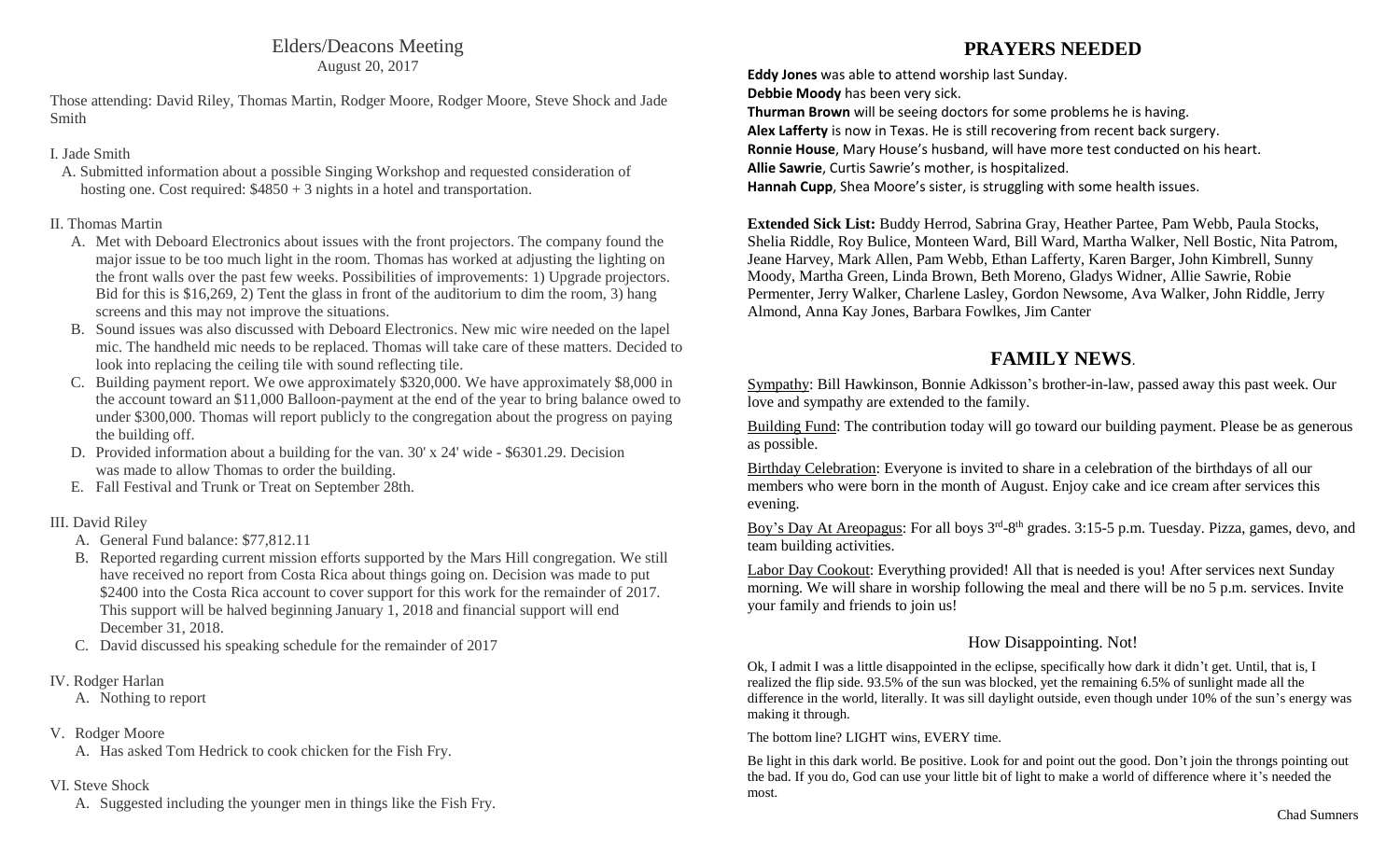## Elders/Deacons Meeting

August 20, 2017

Those attending: David Riley, Thomas Martin, Rodger Moore, Rodger Moore, Steve Shock and Jade Smith

I. Jade Smith

A. Submitted information about a possible Singing Workshop and requested consideration of hosting one. Cost required: $4850 + 3 nights in a hotel and transportation.

II. Thomas Martin

A. Met with Deboard Electronics about issues with the front projectors. The company found the major issue to be too much light in the room. Thomas has worked at adjusting the lighting on the front walls over the past few weeks. Possibilities of improvements: 1) Upgrade projectors. Bid for this is $16,269, 2) Tent the glass in front of the auditorium to dim the room, 3) hang screens and this may not improve the situations.

B. Sound issues was also discussed with Deboard Electronics. New mic wire needed on the lapel mic. The handheld mic needs to be replaced. Thomas will take care of these matters. Decided to look into replacing the ceiling tile with sound reflecting tile.

C. Building payment report. We owe approximately $320,000. We have approximately $8,000 in the account toward an $11,000 Balloon-payment at the end of the year to bring balance owed to under $300,000. Thomas will report publicly to the congregation about the progress on paying the building off.

D. Provided information about a building for the van. 30' x 24' wide - $6301.29. Decision was made to allow Thomas to order the building.

E. Fall Festival and Trunk or Treat on September 28th.

III. David Riley

A. General Fund balance: $77,812.11

B. Reported regarding current mission efforts supported by the Mars Hill congregation. We still have received no report from Costa Rica about things going on. Decision was made to put $2400 into the Costa Rica account to cover support for this work for the remainder of 2017. This support will be halved beginning January 1, 2018 and financial support will end December 31, 2018.

C. David discussed his speaking schedule for the remainder of 2017

IV. Rodger Harlan

A. Nothing to report

V. Rodger Moore

A. Has asked Tom Hedrick to cook chicken for the Fish Fry.

VI. Steve Shock

A. Suggested including the younger men in things like the Fish Fry.

## PRAYERS NEEDED

**Eddy Jones** was able to attend worship last Sunday.
**Debbie Moody** has been very sick.
**Thurman Brown** will be seeing doctors for some problems he is having.
**Alex Lafferty** is now in Texas. He is still recovering from recent back surgery.
**Ronnie House**, Mary House's husband, will have more test conducted on his heart.
**Allie Sawrie**, Curtis Sawrie's mother, is hospitalized.
**Hannah Cupp**, Shea Moore's sister, is struggling with some health issues.

**Extended Sick List:** Buddy Herrod, Sabrina Gray, Heather Partee, Pam Webb, Paula Stocks, Shelia Riddle, Roy Bulice, Monteen Ward, Bill Ward, Martha Walker, Nell Bostic, Nita Patrom, Jeane Harvey, Mark Allen, Pam Webb, Ethan Lafferty, Karen Barger, John Kimbrell, Sunny Moody, Martha Green, Linda Brown, Beth Moreno, Gladys Widner, Allie Sawrie, Robie Permenter, Jerry Walker, Charlene Lasley, Gordon Newsome, Ava Walker, John Riddle, Jerry Almond, Anna Kay Jones, Barbara Fowlkes, Jim Canter

## FAMILY NEWS.

Sympathy: Bill Hawkinson, Bonnie Adkisson's brother-in-law, passed away this past week. Our love and sympathy are extended to the family.

Building Fund: The contribution today will go toward our building payment. Please be as generous as possible.

Birthday Celebration: Everyone is invited to share in a celebration of the birthdays of all our members who were born in the month of August. Enjoy cake and ice cream after services this evening.

Boy's Day At Areopagus: For all boys 3rd-8th grades. 3:15-5 p.m. Tuesday. Pizza, games, devo, and team building activities.

Labor Day Cookout: Everything provided! All that is needed is you! After services next Sunday morning. We will share in worship following the meal and there will be no 5 p.m. services. Invite your family and friends to join us!

### How Disappointing. Not!

Ok, I admit I was a little disappointed in the eclipse, specifically how dark it didn't get. Until, that is, I realized the flip side. 93.5% of the sun was blocked, yet the remaining 6.5% of sunlight made all the difference in the world, literally. It was sill daylight outside, even though under 10% of the sun's energy was making it through.

The bottom line? LIGHT wins, EVERY time.

Be light in this dark world. Be positive. Look for and point out the good. Don't join the throngs pointing out the bad. If you do, God can use your little bit of light to make a world of difference where it's needed the most.

Chad Sumners